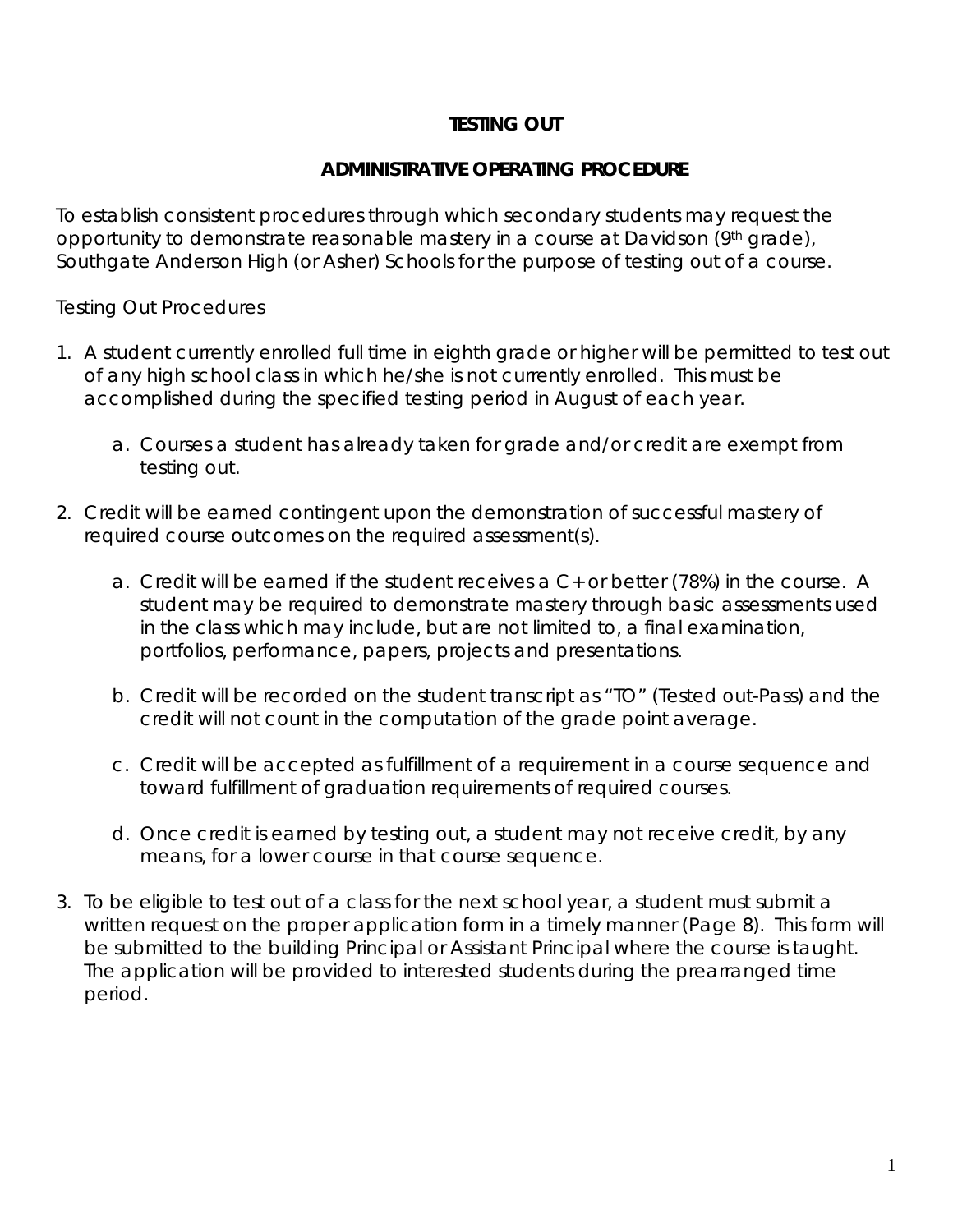# TESTING OUT

## ADMINISTRATIVE OPERATING PROCEDURE

To establish consistent procedures through which secondary students may request the opportunity to demonstrate reasonable mastery in a course at Davidson (9th grade), Southgate Anderson High (or Asher) Schools for the purpose of testing out of a course.

Testing Out Procedures

1. A student currently enrolled full time in eighth grade or higher will be permitted to test out of any high school class in which he/she is not currently enrolled. This must be accomplished during the specified testing period in August of each year.
    a. Courses a student has already taken for grade and/or credit are exempt from testing out.
2. Credit will be earned contingent upon the demonstration of successful mastery of required course outcomes on the required assessment(s).
    a. Credit will be earned if the student receives a C+ or better (78%) in the course. A student may be required to demonstrate mastery through basic assessments used in the class which may include, but are not limited to, a final examination, portfolios, performance, papers, projects and presentations.
    b. Credit will be recorded on the student transcript as "TO" (Tested out-Pass) and the credit will not count in the computation of the grade point average.
    c. Credit will be accepted as fulfillment of a requirement in a course sequence and toward fulfillment of graduation requirements of required courses.
    d. Once credit is earned by testing out, a student may not receive credit, by any means, for a lower course in that course sequence.
3. To be eligible to test out of a class for the next school year, a student must submit a written request on the proper application form in a timely manner (Page 8). This form will be submitted to the building Principal or Assistant Principal where the course is taught. The application will be provided to interested students during the prearranged time period.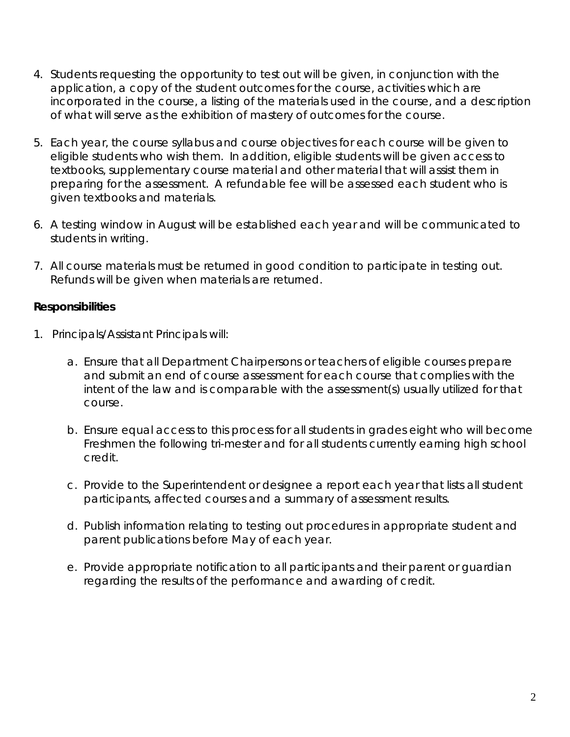4. Students requesting the opportunity to test out will be given, in conjunction with the application, a copy of the student outcomes for the course, activities which are incorporated in the course, a listing of the materials used in the course, and a description of what will serve as the exhibition of mastery of outcomes for the course.

5. Each year, the course syllabus and course objectives for each course will be given to eligible students who wish them. In addition, eligible students will be given access to textbooks, supplementary course material and other material that will assist them in preparing for the assessment. A refundable fee will be assessed each student who is given textbooks and materials.

6. A testing window in August will be established each year and will be communicated to students in writing.

7. All course materials must be returned in good condition to participate in testing out. Refunds will be given when materials are returned.

**Responsibilities**

1. Principals/Assistant Principals will:

    a. Ensure that all Department Chairpersons or teachers of eligible courses prepare and submit an end of course assessment for each course that complies with the intent of the law and is comparable with the assessment(s) usually utilized for that course.

    b. Ensure equal access to this process for all students in grades eight who will become Freshmen the following tri-mester and for all students currently earning high school credit.

    c. Provide to the Superintendent or designee a report each year that lists all student participants, affected courses and a summary of assessment results.

    d. Publish information relating to testing out procedures in appropriate student and parent publications before May of each year.

    e. Provide appropriate notification to all participants and their parent or guardian regarding the results of the performance and awarding of credit.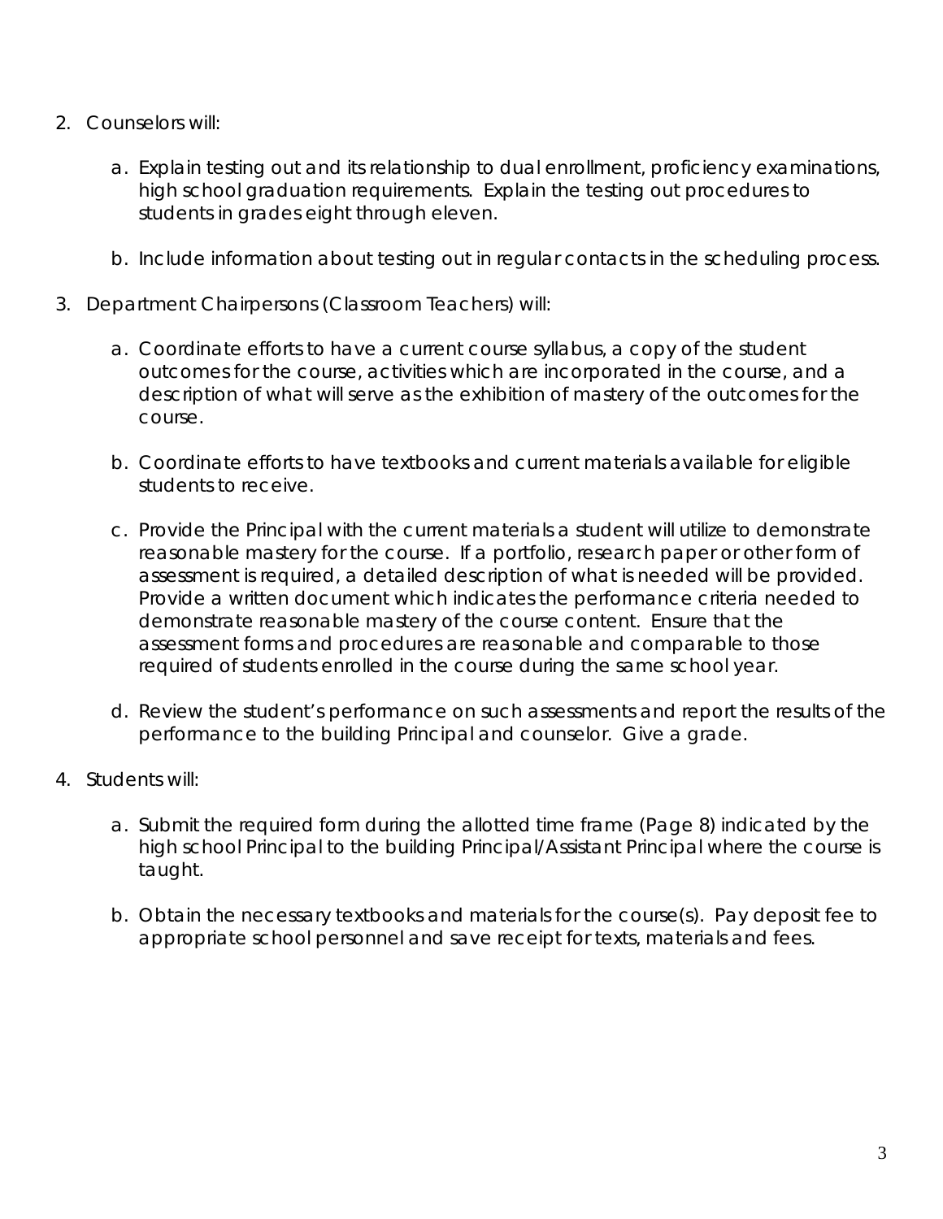2. Counselors will:

    a. Explain testing out and its relationship to dual enrollment, proficiency examinations, high school graduation requirements. Explain the testing out procedures to students in grades eight through eleven.

    b. Include information about testing out in regular contacts in the scheduling process.

3. Department Chairpersons (Classroom Teachers) will:

    a. Coordinate efforts to have a current course syllabus, a copy of the student outcomes for the course, activities which are incorporated in the course, and a description of what will serve as the exhibition of mastery of the outcomes for the course.

    b. Coordinate efforts to have textbooks and current materials available for eligible students to receive.

    c. Provide the Principal with the current materials a student will utilize to demonstrate reasonable mastery for the course. If a portfolio, research paper or other form of assessment is required, a detailed description of what is needed will be provided. Provide a written document which indicates the performance criteria needed to demonstrate reasonable mastery of the course content. Ensure that the assessment forms and procedures are reasonable and comparable to those required of students enrolled in the course during the same school year.

    d. Review the student's performance on such assessments and report the results of the performance to the building Principal and counselor. Give a grade.

4. Students will:

    a. Submit the required form during the allotted time frame (Page 8) indicated by the high school Principal to the building Principal/Assistant Principal where the course is taught.

    b. Obtain the necessary textbooks and materials for the course(s). Pay deposit fee to appropriate school personnel and save receipt for texts, materials and fees.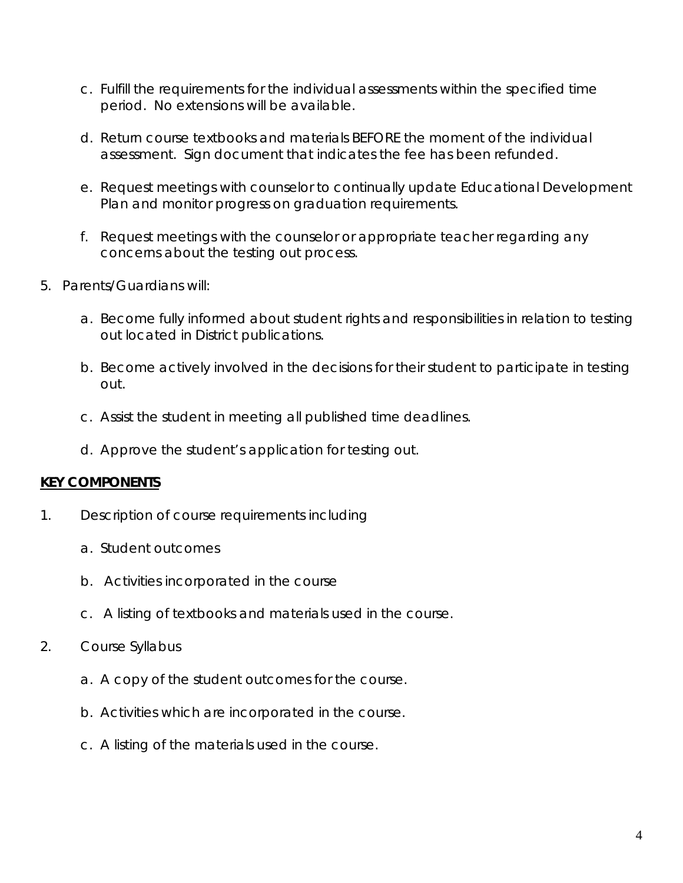c. Fulfill the requirements for the individual assessments within the specified time period. No extensions will be available.

d. Return course textbooks and materials BEFORE the moment of the individual assessment. Sign document that indicates the fee has been refunded.

e. Request meetings with counselor to continually update Educational Development Plan and monitor progress on graduation requirements.

f. Request meetings with the counselor or appropriate teacher regarding any concerns about the testing out process.

5. Parents/Guardians will:

    a. Become fully informed about student rights and responsibilities in relation to testing out located in District publications.

    b. Become actively involved in the decisions for their student to participate in testing out.

    c. Assist the student in meeting all published time deadlines.

    d. Approve the student's application for testing out.

**<u>KEY COMPONENTS</u>**

1. Description of course requirements including

    a. Student outcomes

    b. Activities incorporated in the course

    c. A listing of textbooks and materials used in the course.

2. Course Syllabus

    a. A copy of the student outcomes for the course.

    b. Activities which are incorporated in the course.

    c. A listing of the materials used in the course.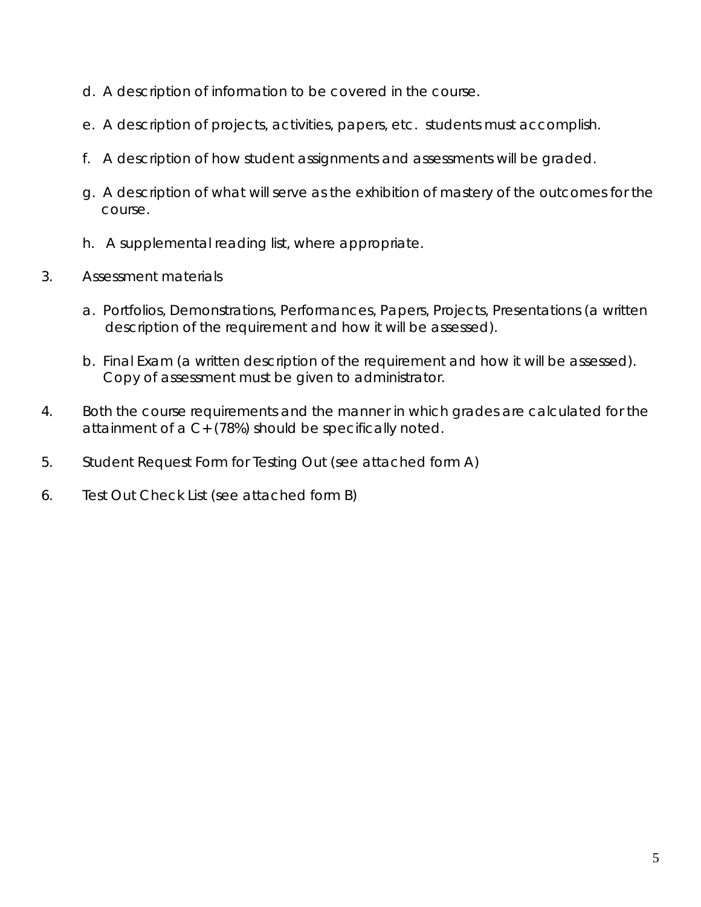d. A description of information to be covered in the course.

e. A description of projects, activities, papers, etc. students must accomplish.

f. A description of how student assignments and assessments will be graded.

g. A description of what will serve as the exhibition of mastery of the outcomes for the course.

h. A supplemental reading list, where appropriate.

3. Assessment materials

   a. Portfolios, Demonstrations, Performances, Papers, Projects, Presentations (a written description of the requirement and how it will be assessed).

   b. Final Exam (a written description of the requirement and how it will be assessed). Copy of assessment must be given to administrator.

4. Both the course requirements and the manner in which grades are calculated for the attainment of a C+ (78%) should be specifically noted.

5. Student Request Form for Testing Out (see attached form A)

6. Test Out Check List (see attached form B)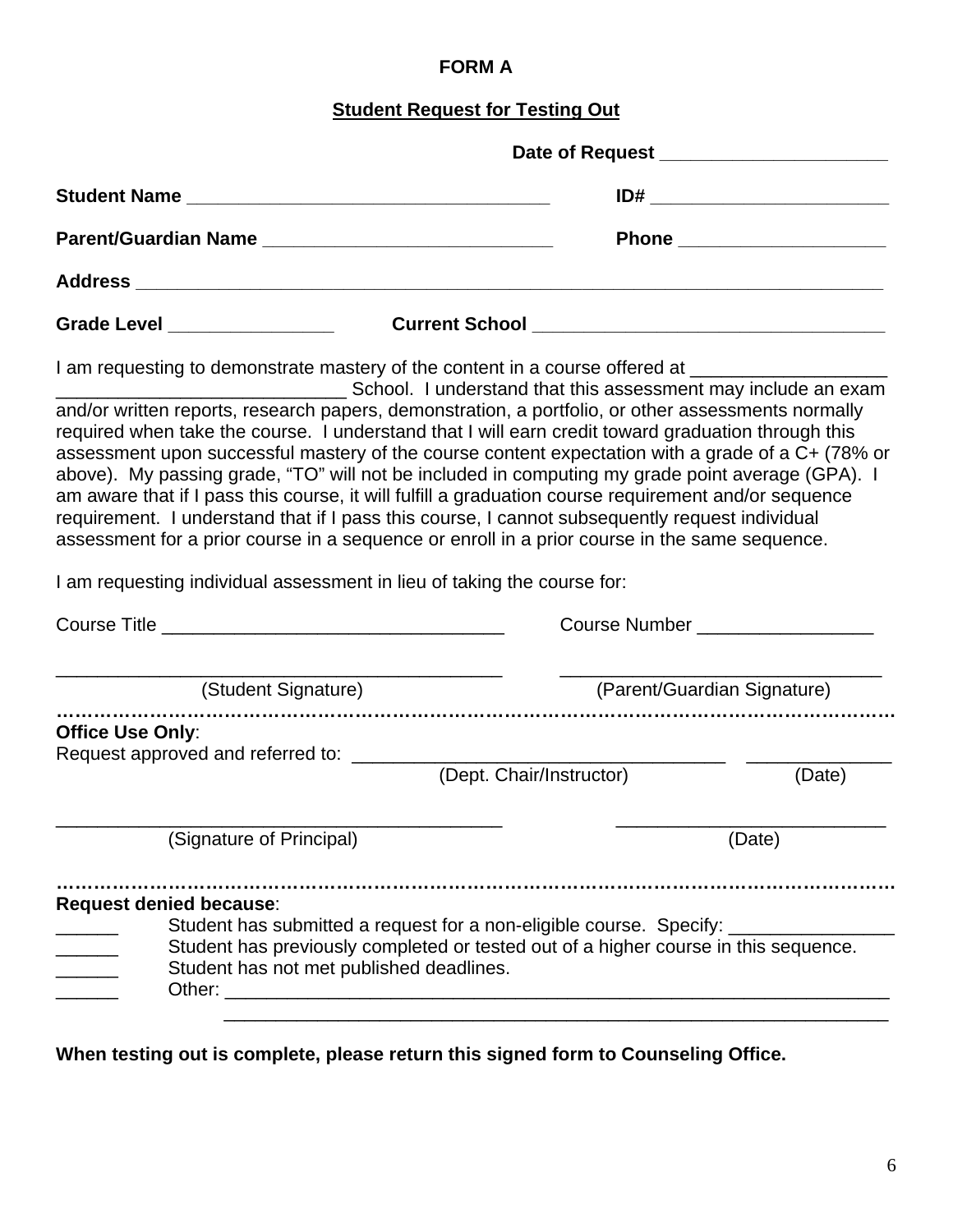# FORM A

## Student Request for Testing Out

**Date of Request** ______________________

**Student Name** ___________________________________ **ID#** _______________________

**Parent/Guardian Name** ____________________________ **Phone** ____________________

**Address** ___________________________________________________________________________

**Grade Level** ________________ **Current School** ___________________________________

I am requesting to demonstrate mastery of the content in a course offered at ___________________ ____________________________ School. I understand that this assessment may include an exam and/or written reports, research papers, demonstration, a portfolio, or other assessments normally required when take the course. I understand that I will earn credit toward graduation through this assessment upon successful mastery of the course content expectation with a grade of a C+ (78% or above). My passing grade, "TO" will not be included in computing my grade point average (GPA). I am aware that if I pass this course, it will fulfill a graduation course requirement and/or sequence requirement. I understand that if I pass this course, I cannot subsequently request individual assessment for a prior course in a sequence or enroll in a prior course in the same sequence.

I am requesting individual assessment in lieu of taking the course for:

Course Title _________________________________ Course Number _________________

_____________________________________________ (Student Signature)

_____________________________________________ (Parent/Guardian Signature)

---

**Office Use Only**:

Request approved and referred to: ____________________________________ (Dept. Chair/Instructor) ______________ (Date)

_____________________________________________ (Signature of Principal)

__________________________ (Date)

---

**Request denied because**:

______ Student has submitted a request for a non-eligible course. Specify: ________________

______ Student has previously completed or tested out of a higher course in this sequence.

______ Student has not met published deadlines.

______ Other: ____________________________________________________________________

_________________________________________________________________________________

**When testing out is complete, please return this signed form to Counseling Office.**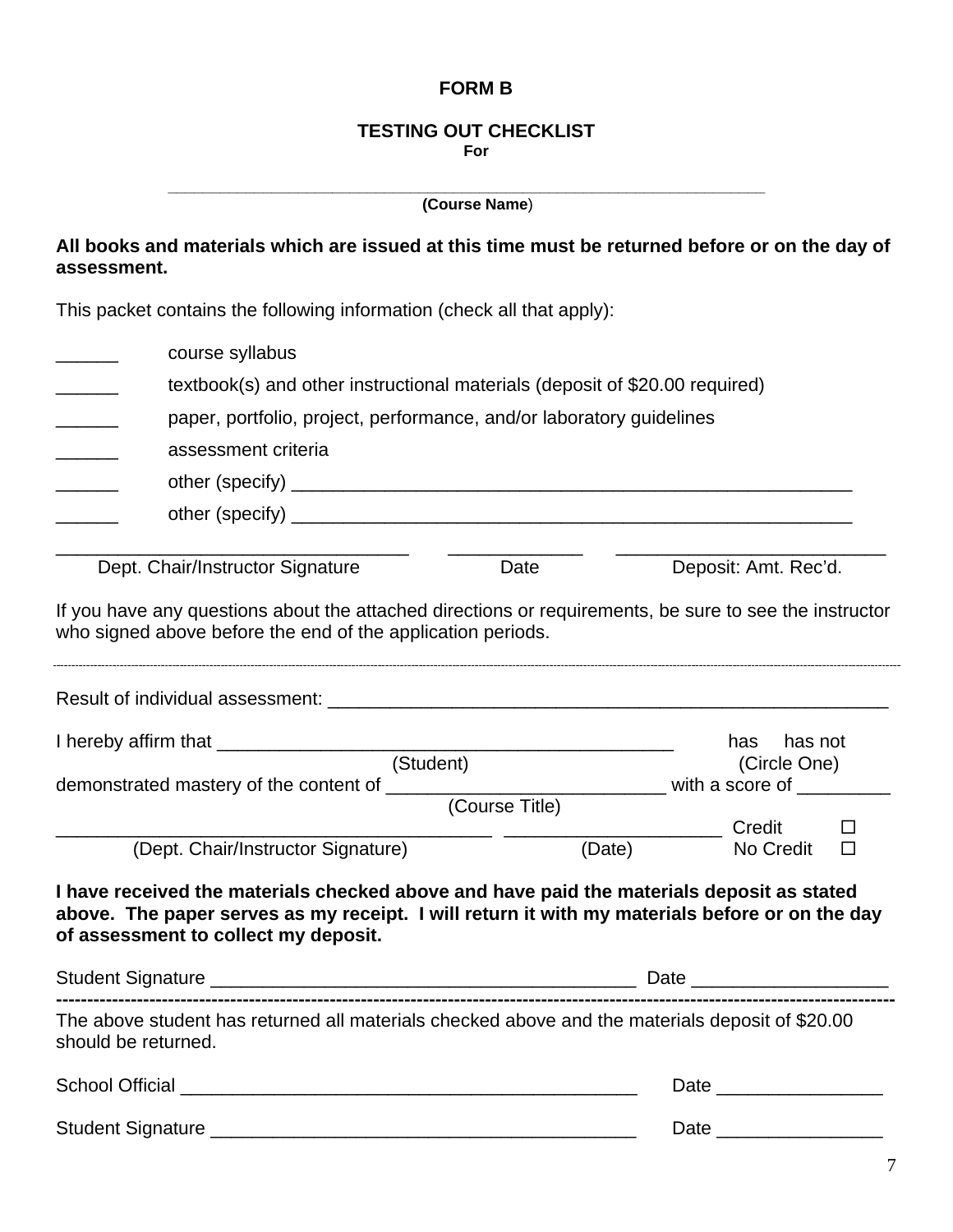**FORM B**

**TESTING OUT CHECKLIST**
**For**

______________________________________________________________
**(Course Name**)

**All books and materials which are issued at this time must be returned before or on the day of assessment.**

This packet contains the following information (check all that apply):

______ course syllabus
______ textbook(s) and other instructional materials (deposit of $20.00 required)
______ paper, portfolio, project, performance, and/or laboratory guidelines
______ assessment criteria
______ other (specify) ________________________________________________________
______ other (specify) ________________________________________________________

_________________________________ _____________ _________________________
Dept. Chair/Instructor Signature                Date                Deposit: Amt. Rec'd.

If you have any questions about the attached directions or requirements, be sure to see the instructor who signed above before the end of the application periods.

---

Result of individual assessment: _______________________________________________________

I hereby affirm that ___________________________________________ has has not
(Student) (Circle One)
demonstrated mastery of the content of __________________________ with a score of _________
(Course Title)
_________________________________________ ____________________ Credit ☐
(Dept. Chair/Instructor Signature) (Date) No Credit ☐

**I have received the materials checked above and have paid the materials deposit as stated above. The paper serves as my receipt. I will return it with my materials before or on the day of assessment to collect my deposit.**

Student Signature ________________________________________ Date __________________

---

The above student has returned all materials checked above and the materials deposit of $20.00 should be returned.

School Official ___________________________________________ Date ________________

Student Signature ________________________________________ Date ________________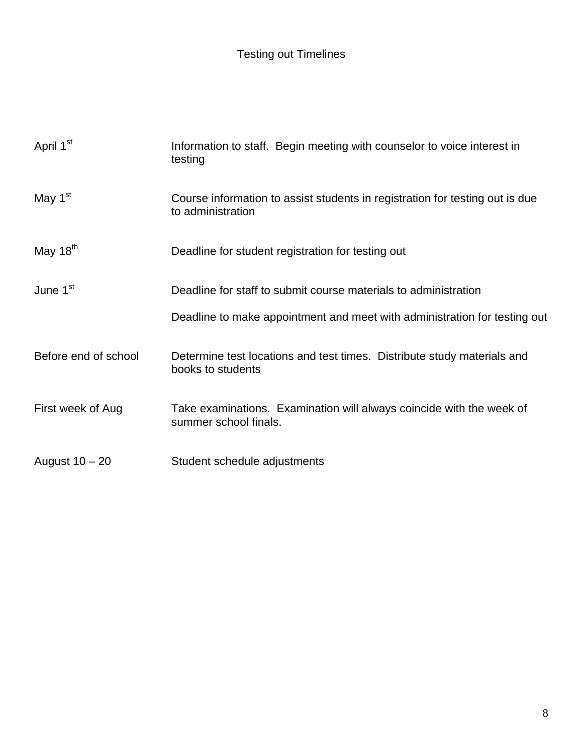# Testing out Timelines

| | |
|---|---|
| April 1st | Information to staff. Begin meeting with counselor to voice interest in testing |
| May 1st | Course information to assist students in registration for testing out is due to administration |
| May 18th | Deadline for student registration for testing out |
| June 1st | Deadline for staff to submit course materials to administration<br><br>Deadline to make appointment and meet with administration for testing out |
| Before end of school | Determine test locations and test times. Distribute study materials and books to students |
| First week of Aug | Take examinations. Examination will always coincide with the week of summer school finals. |
| August 10 – 20 | Student schedule adjustments |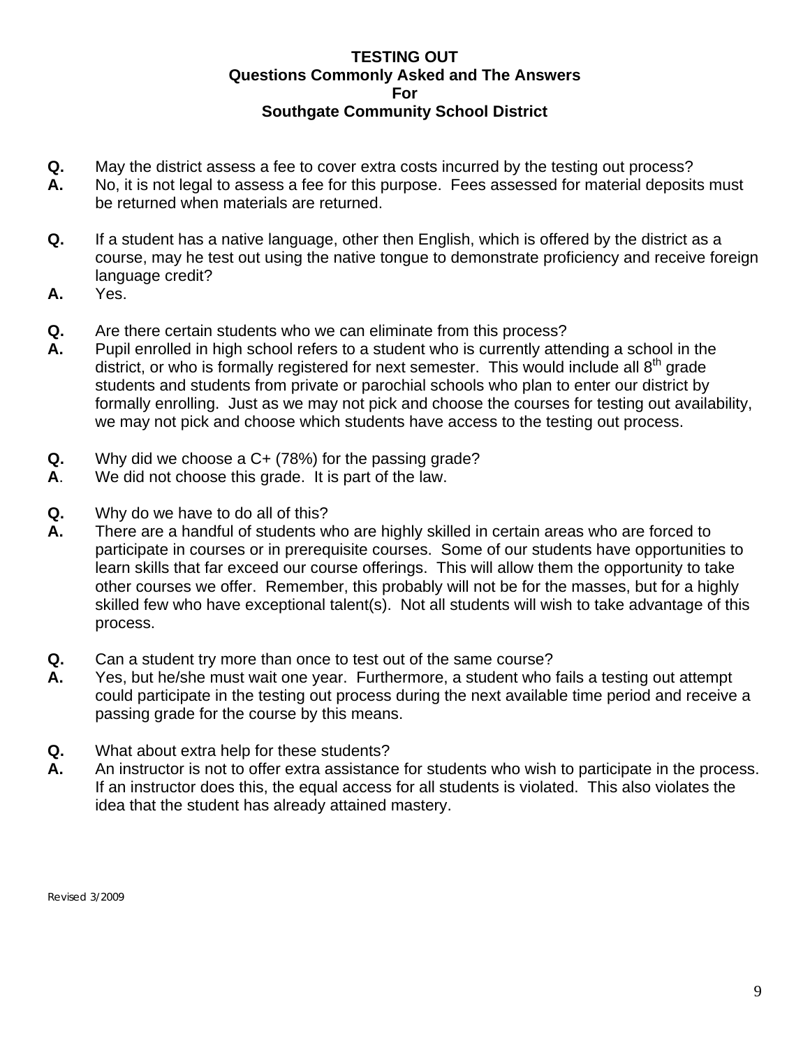**TESTING OUT**
**Questions Commonly Asked and The Answers**
**For**
**Southgate Community School District**

**Q.** May the district assess a fee to cover extra costs incurred by the testing out process?
**A.** No, it is not legal to assess a fee for this purpose. Fees assessed for material deposits must be returned when materials are returned.

**Q.** If a student has a native language, other then English, which is offered by the district as a course, may he test out using the native tongue to demonstrate proficiency and receive foreign language credit?
**A.** Yes.

**Q.** Are there certain students who we can eliminate from this process?
**A.** Pupil enrolled in high school refers to a student who is currently attending a school in the district, or who is formally registered for next semester. This would include all 8th grade students and students from private or parochial schools who plan to enter our district by formally enrolling. Just as we may not pick and choose the courses for testing out availability, we may not pick and choose which students have access to the testing out process.

**Q.** Why did we choose a C+ (78%) for the passing grade?
**A**. We did not choose this grade. It is part of the law.

**Q.** Why do we have to do all of this?
**A.** There are a handful of students who are highly skilled in certain areas who are forced to participate in courses or in prerequisite courses. Some of our students have opportunities to learn skills that far exceed our course offerings. This will allow them the opportunity to take other courses we offer. Remember, this probably will not be for the masses, but for a highly skilled few who have exceptional talent(s). Not all students will wish to take advantage of this process.

**Q.** Can a student try more than once to test out of the same course?
**A.** Yes, but he/she must wait one year. Furthermore, a student who fails a testing out attempt could participate in the testing out process during the next available time period and receive a passing grade for the course by this means.

**Q.** What about extra help for these students?
**A.** An instructor is not to offer extra assistance for students who wish to participate in the process. If an instructor does this, the equal access for all students is violated. This also violates the idea that the student has already attained mastery.

Revised 3/2009